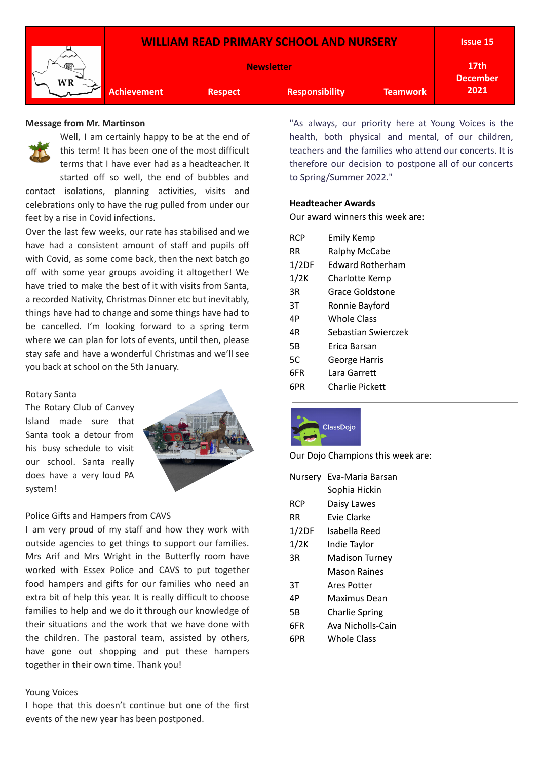# WILLIAM READ PRIMARY SCHOOL AND NURSERY

**Newsletter**

**Achievement** **Respect** **Responsibility** **Teamwork**

**Issue 15**

**17th December 2021**

**Message from Mr. Martinson**

Well, I am certainly happy to be at the end of this term! It has been one of the most difficult terms that I have ever had as a headteacher. It started off so well, the end of bubbles and contact isolations, planning activities, visits and celebrations only to have the rug pulled from under our feet by a rise in Covid infections.

Over the last few weeks, our rate has stabilised and we have had a consistent amount of staff and pupils off with Covid, as some come back, then the next batch go off with some year groups avoiding it altogether! We have tried to make the best of it with visits from Santa, a recorded Nativity, Christmas Dinner etc but inevitably, things have had to change and some things have had to be cancelled. I'm looking forward to a spring term where we can plan for lots of events, until then, please stay safe and have a wonderful Christmas and we'll see you back at school on the 5th January.

Rotary Santa

The Rotary Club of Canvey Island made sure that Santa took a detour from his busy schedule to visit our school. Santa really does have a very loud PA system!

Police Gifts and Hampers from CAVS

I am very proud of my staff and how they work with outside agencies to get things to support our families. Mrs Arif and Mrs Wright in the Butterfly room have worked with Essex Police and CAVS to put together food hampers and gifts for our families who need an extra bit of help this year. It is really difficult to choose families to help and we do it through our knowledge of their situations and the work that we have done with the children. The pastoral team, assisted by others, have gone out shopping and put these hampers together in their own time. Thank you!

Young Voices

I hope that this doesn't continue but one of the first events of the new year has been postponed.

"As always, our priority here at Young Voices is the health, both physical and mental, of our children, teachers and the families who attend our concerts. It is therefore our decision to postpone all of our concerts to Spring/Summer 2022."

**Headteacher Awards**

Our award winners this week are:

| | |
|---|---|
| RCP | Emily Kemp |
| RR | Ralphy McCabe |
| 1/2DF | Edward Rotherham |
| 1/2K | Charlotte Kemp |
| 3R | Grace Goldstone |
| 3T | Ronnie Bayford |
| 4P | Whole Class |
| 4R | Sebastian Swierczek |
| 5B | Erica Barsan |
| 5C | George Harris |
| 6FR | Lara Garrett |
| 6PR | Charlie Pickett |

ClassDojo

Our Dojo Champions this week are:

| | |
|---|---|
| Nursery | Eva-Maria Barsan |
| | Sophia Hickin |
| RCP | Daisy Lawes |
| RR | Evie Clarke |
| 1/2DF | Isabella Reed |
| 1/2K | Indie Taylor |
| 3R | Madison Turney |
| | Mason Raines |
| 3T | Ares Potter |
| 4P | Maximus Dean |
| 5B | Charlie Spring |
| 6FR | Ava Nicholls-Cain |
| 6PR | Whole Class |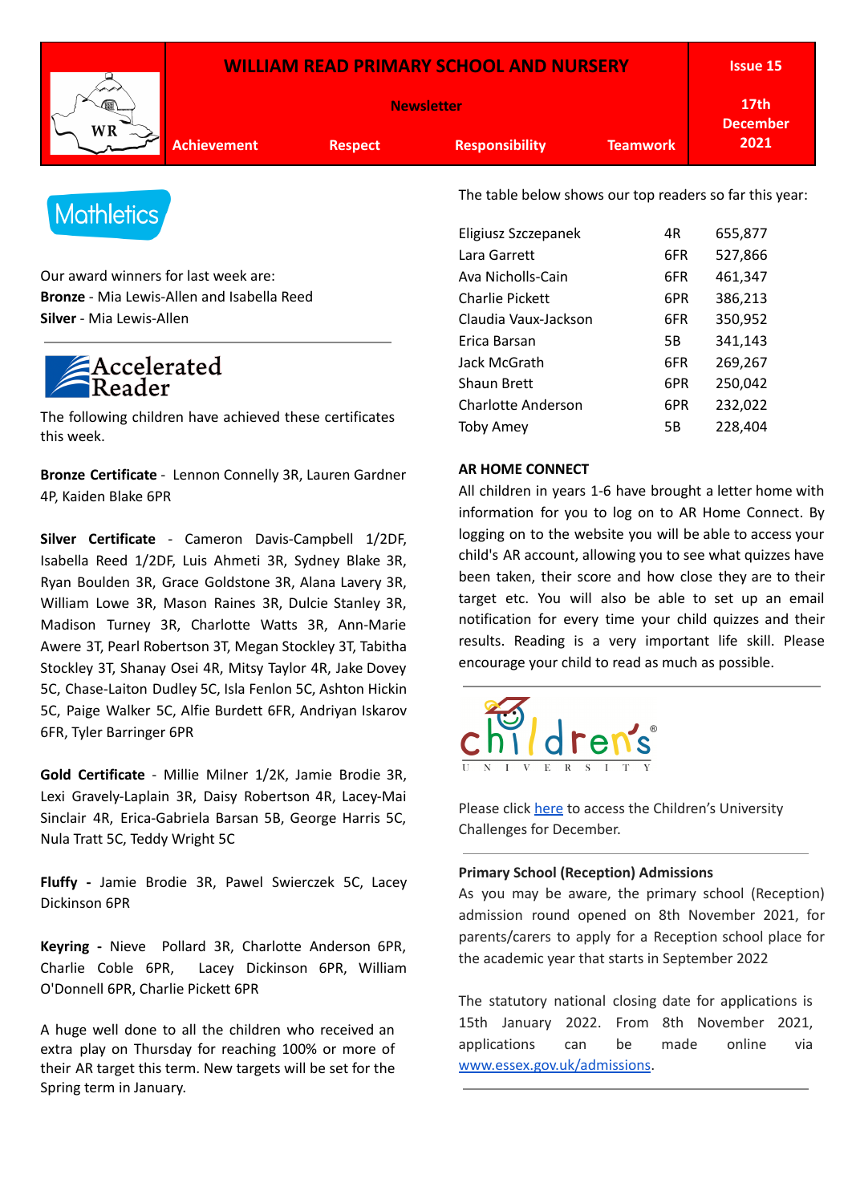# WILLIAM READ PRIMARY SCHOOL AND NURSERY

**Newsletter**

**Issue 15** | **17th December 2021**

**Achievement** | **Respect** | **Responsibility** | **Teamwork**

## Mathletics

Our award winners for last week are:

**Bronze** - Mia Lewis-Allen and Isabella Reed

**Silver** - Mia Lewis-Allen

## Accelerated Reader

The following children have achieved these certificates this week.

**Bronze Certificate** - Lennon Connelly 3R, Lauren Gardner 4P, Kaiden Blake 6PR

**Silver Certificate** - Cameron Davis-Campbell 1/2DF, Isabella Reed 1/2DF, Luis Ahmeti 3R, Sydney Blake 3R, Ryan Boulden 3R, Grace Goldstone 3R, Alana Lavery 3R, William Lowe 3R, Mason Raines 3R, Dulcie Stanley 3R, Madison Turney 3R, Charlotte Watts 3R, Ann-Marie Awere 3T, Pearl Robertson 3T, Megan Stockley 3T, Tabitha Stockley 3T, Shanay Osei 4R, Mitsy Taylor 4R, Jake Dovey 5C, Chase-Laiton Dudley 5C, Isla Fenlon 5C, Ashton Hickin 5C, Paige Walker 5C, Alfie Burdett 6FR, Andriyan Iskarov 6FR, Tyler Barringer 6PR

**Gold Certificate** - Millie Milner 1/2K, Jamie Brodie 3R, Lexi Gravely-Laplain 3R, Daisy Robertson 4R, Lacey-Mai Sinclair 4R, Erica-Gabriela Barsan 5B, George Harris 5C, Nula Tratt 5C, Teddy Wright 5C

**Fluffy -** Jamie Brodie 3R, Pawel Swierczek 5C, Lacey Dickinson 6PR

**Keyring -** Nieve Pollard 3R, Charlotte Anderson 6PR, Charlie Coble 6PR, Lacey Dickinson 6PR, William O'Donnell 6PR, Charlie Pickett 6PR

A huge well done to all the children who received an extra play on Thursday for reaching 100% or more of their AR target this term. New targets will be set for the Spring term in January.

The table below shows our top readers so far this year:

| Name | Class | Words |
|---|---|---|
| Eligiusz Szczepanek | 4R | 655,877 |
| Lara Garrett | 6FR | 527,866 |
| Ava Nicholls-Cain | 6FR | 461,347 |
| Charlie Pickett | 6PR | 386,213 |
| Claudia Vaux-Jackson | 6FR | 350,952 |
| Erica Barsan | 5B | 341,143 |
| Jack McGrath | 6FR | 269,267 |
| Shaun Brett | 6PR | 250,042 |
| Charlotte Anderson | 6PR | 232,022 |
| Toby Amey | 5B | 228,404 |

### AR HOME CONNECT

All children in years 1-6 have brought a letter home with information for you to log on to AR Home Connect. By logging on to the website you will be able to access your child's AR account, allowing you to see what quizzes have been taken, their score and how close they are to their target etc. You will also be able to set up an email notification for every time your child quizzes and their results. Reading is a very important life skill. Please encourage your child to read as much as possible.

## Children's University

Please click here to access the Children's University Challenges for December.

### Primary School (Reception) Admissions

As you may be aware, the primary school (Reception) admission round opened on 8th November 2021, for parents/carers to apply for a Reception school place for the academic year that starts in September 2022

The statutory national closing date for applications is 15th January 2022. From 8th November 2021, applications can be made online via www.essex.gov.uk/admissions.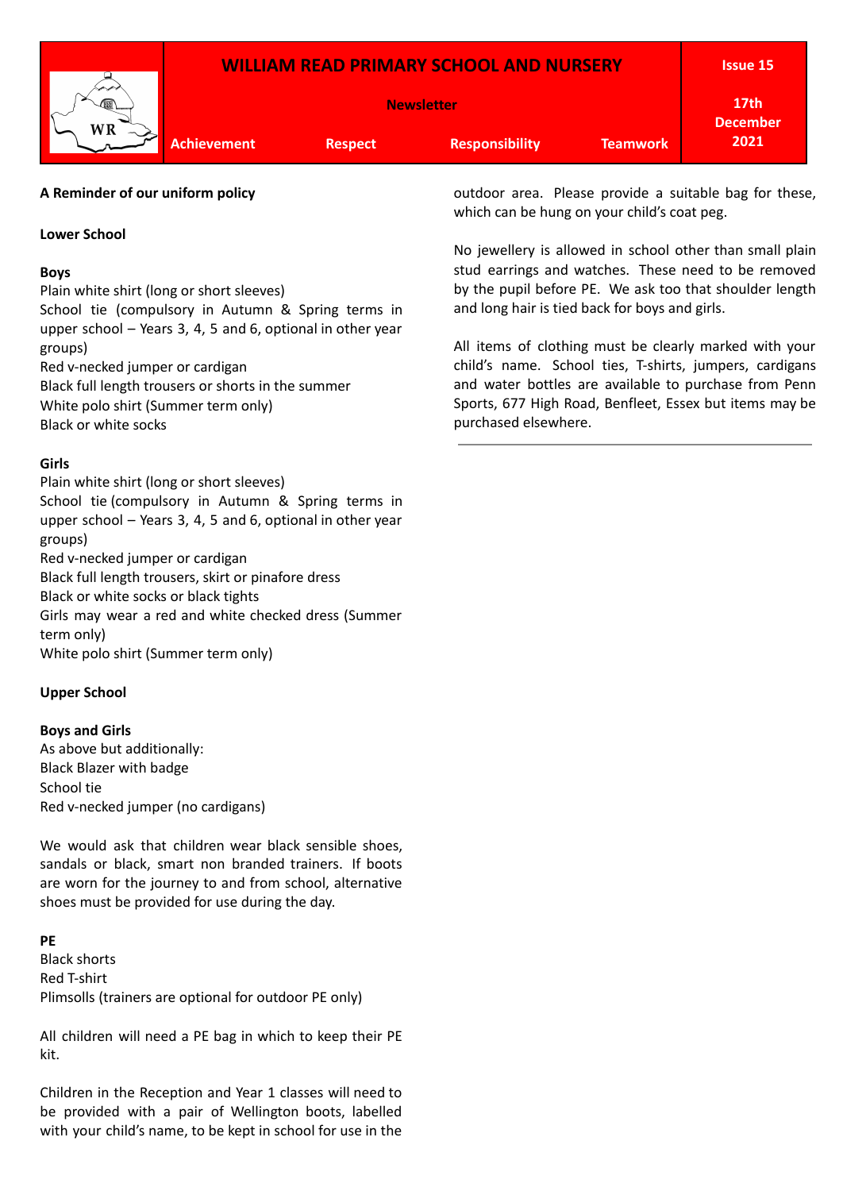A Reminder of our uniform policy

**Lower School**

**Boys**
Plain white shirt (long or short sleeves)
School tie (compulsory in Autumn & Spring terms in upper school – Years 3, 4, 5 and 6, optional in other year groups)
Red v-necked jumper or cardigan
Black full length trousers or shorts in the summer
White polo shirt (Summer term only)
Black or white socks

**Girls**
Plain white shirt (long or short sleeves)
School tie (compulsory in Autumn & Spring terms in upper school – Years 3, 4, 5 and 6, optional in other year groups)
Red v-necked jumper or cardigan
Black full length trousers, skirt or pinafore dress
Black or white socks or black tights
Girls may wear a red and white checked dress (Summer term only)
White polo shirt (Summer term only)

**Upper School**

**Boys and Girls**
As above but additionally:
Black Blazer with badge
School tie
Red v-necked jumper (no cardigans)

We would ask that children wear black sensible shoes, sandals or black, smart non branded trainers. If boots are worn for the journey to and from school, alternative shoes must be provided for use during the day.

**PE**
Black shorts
Red T-shirt
Plimsolls (trainers are optional for outdoor PE only)

All children will need a PE bag in which to keep their PE kit.

Children in the Reception and Year 1 classes will need to be provided with a pair of Wellington boots, labelled with your child's name, to be kept in school for use in the outdoor area. Please provide a suitable bag for these, which can be hung on your child's coat peg.

No jewellery is allowed in school other than small plain stud earrings and watches. These need to be removed by the pupil before PE. We ask too that shoulder length and long hair is tied back for boys and girls.

All items of clothing must be clearly marked with your child's name. School ties, T-shirts, jumpers, cardigans and water bottles are available to purchase from Penn Sports, 677 High Road, Benfleet, Essex but items may be purchased elsewhere.